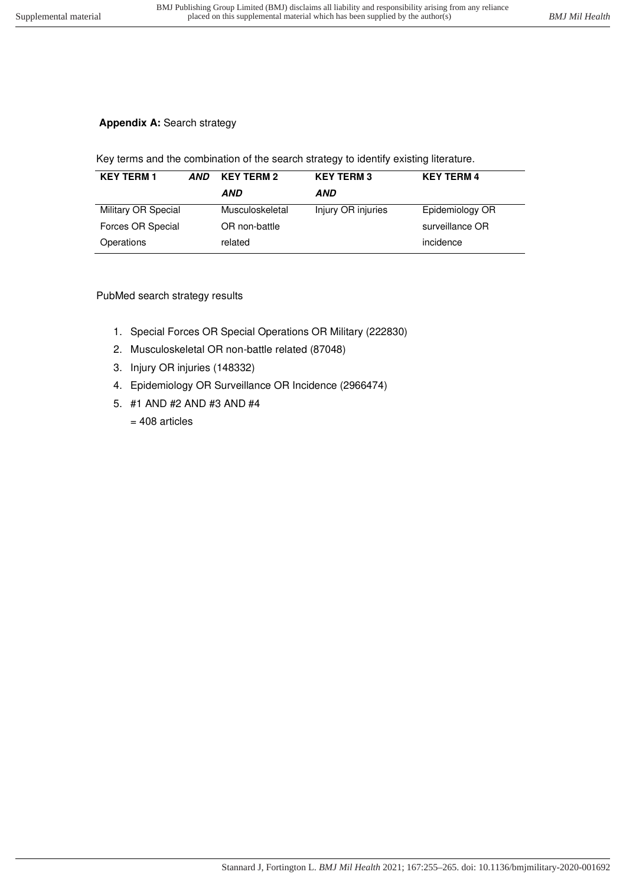**Appendix A:** Search strategy

Key terms and the combination of the search strategy to identify existing literature.

| KEY TERM 1 | *AND* | KEY TERM 2 *AND* | KEY TERM 3 *AND* | KEY TERM 4 |
|---|---|---|---|---|
| Military OR Special Forces OR Special Operations | | Musculoskeletal OR non-battle related | Injury OR injuries | Epidemiology OR surveillance OR incidence |

PubMed search strategy results

1. Special Forces OR Special Operations OR Military (222830)
2. Musculoskeletal OR non-battle related (87048)
3. Injury OR injuries (148332)
4. Epidemiology OR Surveillance OR Incidence (2966474)
5. #1 AND #2 AND #3 AND #4

   = 408 articles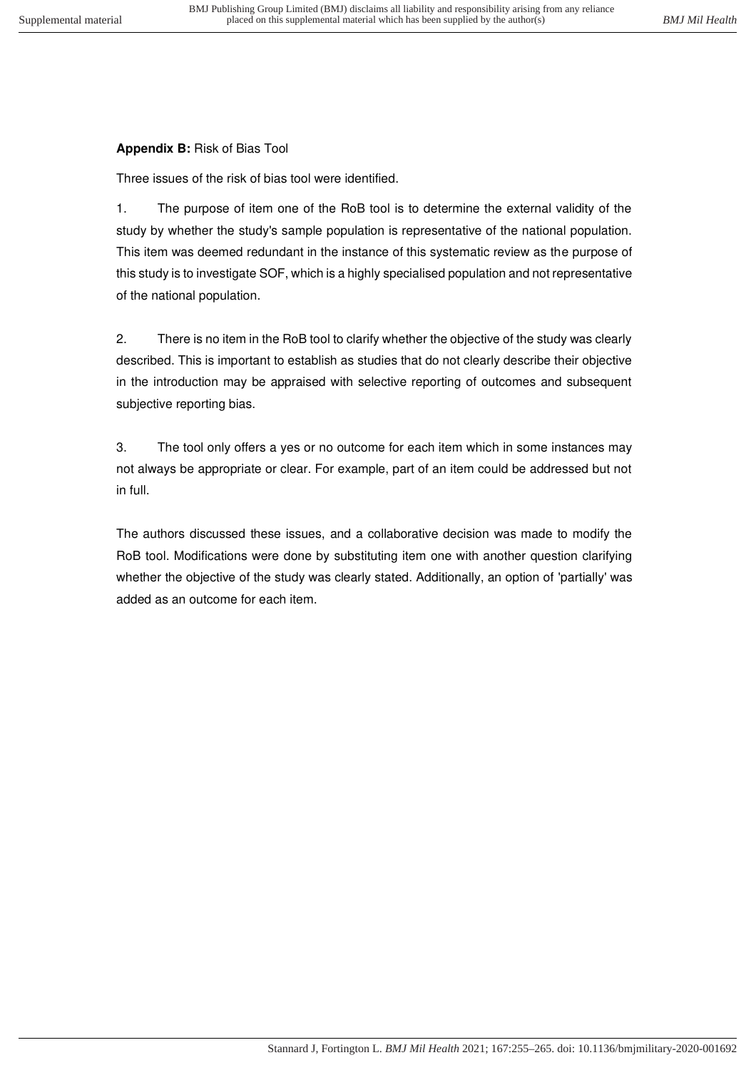**Appendix B:** Risk of Bias Tool

Three issues of the risk of bias tool were identified.

1. The purpose of item one of the RoB tool is to determine the external validity of the study by whether the study's sample population is representative of the national population. This item was deemed redundant in the instance of this systematic review as the purpose of this study is to investigate SOF, which is a highly specialised population and not representative of the national population.

2. There is no item in the RoB tool to clarify whether the objective of the study was clearly described. This is important to establish as studies that do not clearly describe their objective in the introduction may be appraised with selective reporting of outcomes and subsequent subjective reporting bias.

3. The tool only offers a yes or no outcome for each item which in some instances may not always be appropriate or clear. For example, part of an item could be addressed but not in full.

The authors discussed these issues, and a collaborative decision was made to modify the RoB tool. Modifications were done by substituting item one with another question clarifying whether the objective of the study was clearly stated. Additionally, an option of 'partially' was added as an outcome for each item.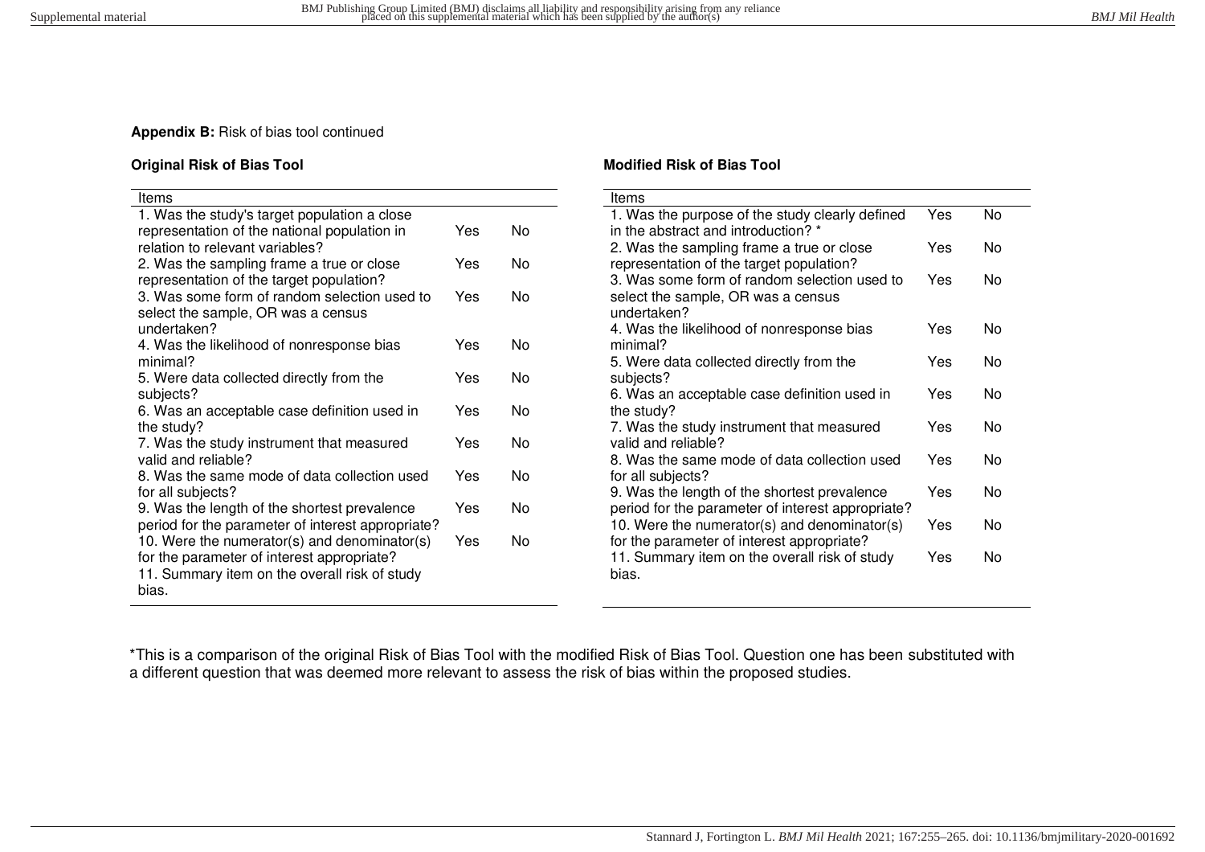**Appendix B:** Risk of bias tool continued

**Original Risk of Bias Tool**

| Items | | |
|---|---|---|
| 1. Was the study's target population a close representation of the national population in relation to relevant variables? | Yes | No |
| 2. Was the sampling frame a true or close representation of the target population? | Yes | No |
| 3. Was some form of random selection used to select the sample, OR was a census undertaken? | Yes | No |
| 4. Was the likelihood of nonresponse bias minimal? | Yes | No |
| 5. Were data collected directly from the subjects? | Yes | No |
| 6. Was an acceptable case definition used in the study? | Yes | No |
| 7. Was the study instrument that measured valid and reliable? | Yes | No |
| 8. Was the same mode of data collection used for all subjects? | Yes | No |
| 9. Was the length of the shortest prevalence period for the parameter of interest appropriate? | Yes | No |
| 10. Were the numerator(s) and denominator(s) for the parameter of interest appropriate? | Yes | No |
| 11. Summary item on the overall risk of study bias. | | |

**Modified Risk of Bias Tool**

| Items | | |
|---|---|---|
| 1. Was the purpose of the study clearly defined in the abstract and introduction? * | Yes | No |
| 2. Was the sampling frame a true or close representation of the target population? | Yes | No |
| 3. Was some form of random selection used to select the sample, OR was a census undertaken? | Yes | No |
| 4. Was the likelihood of nonresponse bias minimal? | Yes | No |
| 5. Were data collected directly from the subjects? | Yes | No |
| 6. Was an acceptable case definition used in the study? | Yes | No |
| 7. Was the study instrument that measured valid and reliable? | Yes | No |
| 8. Was the same mode of data collection used for all subjects? | Yes | No |
| 9. Was the length of the shortest prevalence period for the parameter of interest appropriate? | Yes | No |
| 10. Were the numerator(s) and denominator(s) for the parameter of interest appropriate? | Yes | No |
| 11. Summary item on the overall risk of study bias. | Yes | No |

*This is a comparison of the original Risk of Bias Tool with the modified Risk of Bias Tool. Question one has been substituted with a different question that was deemed more relevant to assess the risk of bias within the proposed studies.